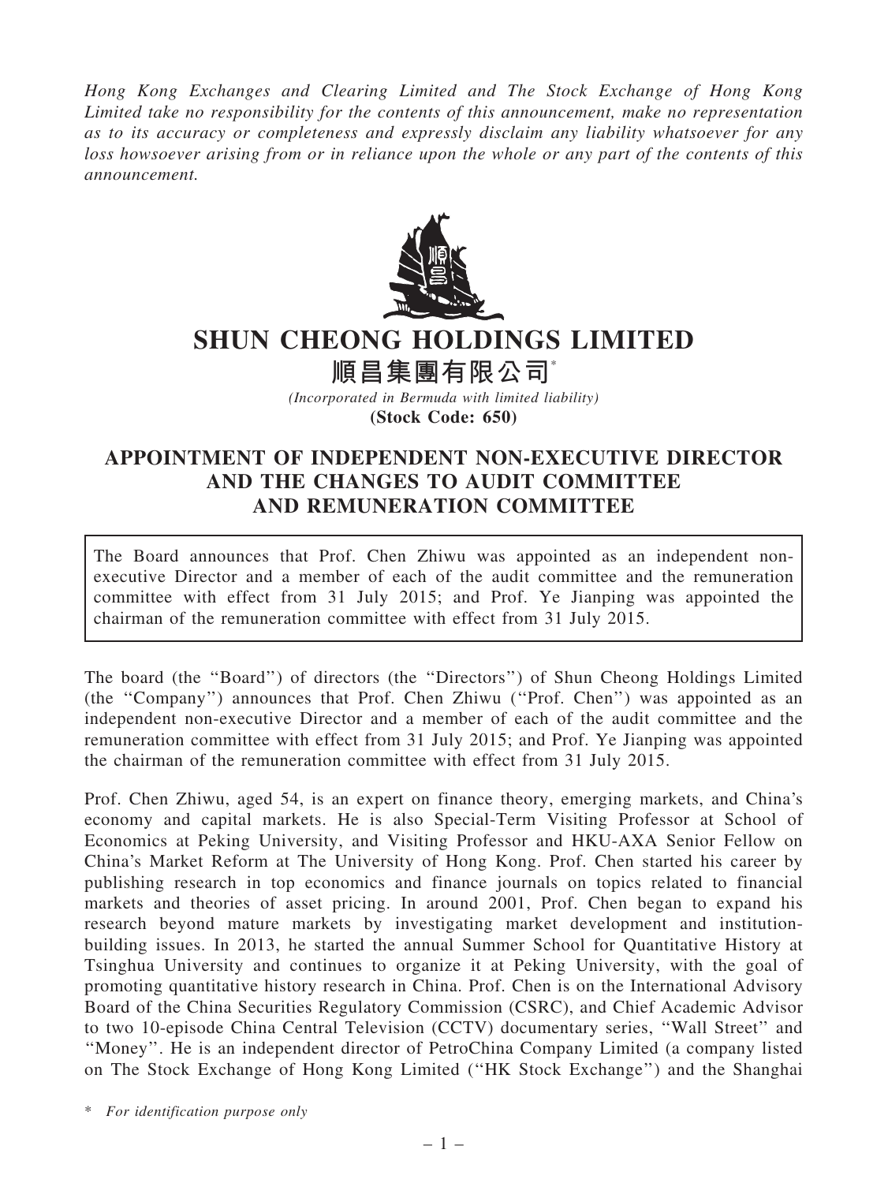*Hong Kong Exchanges and Clearing Limited and The Stock Exchange of Hong Kong Limited take no responsibility for the contents of this announcement, make no representation as to its accuracy or completeness and expressly disclaim any liability whatsoever for any loss howsoever arising from or in reliance upon the whole or any part of the contents of this announcement.*

# SHUN CHEONG HOLDINGS LIMITED

# 順昌集團有限公司*

*(Incorporated in Bermuda with limited liability)*

**(Stock Code: 650)**

## APPOINTMENT OF INDEPENDENT NON-EXECUTIVE DIRECTOR AND THE CHANGES TO AUDIT COMMITTEE AND REMUNERATION COMMITTEE

The Board announces that Prof. Chen Zhiwu was appointed as an independent non-executive Director and a member of each of the audit committee and the remuneration committee with effect from 31 July 2015; and Prof. Ye Jianping was appointed the chairman of the remuneration committee with effect from 31 July 2015.

The board (the ''Board'') of directors (the ''Directors'') of Shun Cheong Holdings Limited (the ''Company'') announces that Prof. Chen Zhiwu (''Prof. Chen'') was appointed as an independent non-executive Director and a member of each of the audit committee and the remuneration committee with effect from 31 July 2015; and Prof. Ye Jianping was appointed the chairman of the remuneration committee with effect from 31 July 2015.

Prof. Chen Zhiwu, aged 54, is an expert on finance theory, emerging markets, and China's economy and capital markets. He is also Special-Term Visiting Professor at School of Economics at Peking University, and Visiting Professor and HKU-AXA Senior Fellow on China's Market Reform at The University of Hong Kong. Prof. Chen started his career by publishing research in top economics and finance journals on topics related to financial markets and theories of asset pricing. In around 2001, Prof. Chen began to expand his research beyond mature markets by investigating market development and institution-building issues. In 2013, he started the annual Summer School for Quantitative History at Tsinghua University and continues to organize it at Peking University, with the goal of promoting quantitative history research in China. Prof. Chen is on the International Advisory Board of the China Securities Regulatory Commission (CSRC), and Chief Academic Advisor to two 10-episode China Central Television (CCTV) documentary series, ''Wall Street'' and ''Money''. He is an independent director of PetroChina Company Limited (a company listed on The Stock Exchange of Hong Kong Limited (''HK Stock Exchange'') and the Shanghai

\* *For identification purpose only*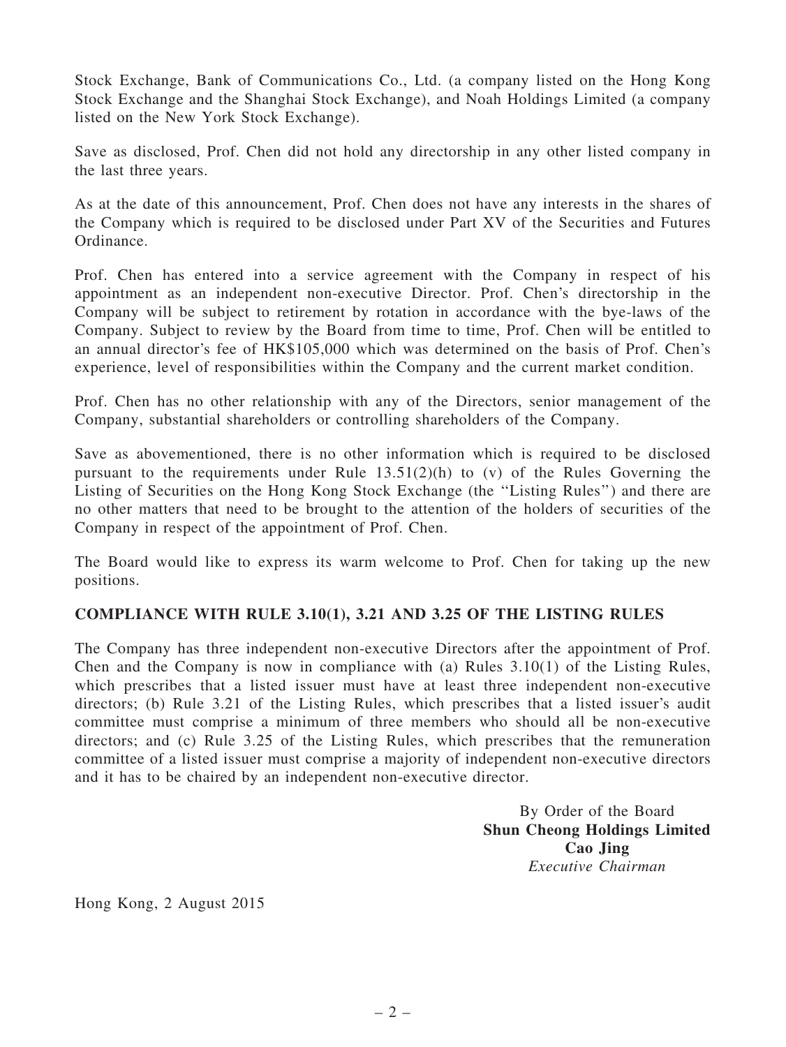Stock Exchange, Bank of Communications Co., Ltd. (a company listed on the Hong Kong Stock Exchange and the Shanghai Stock Exchange), and Noah Holdings Limited (a company listed on the New York Stock Exchange).

Save as disclosed, Prof. Chen did not hold any directorship in any other listed company in the last three years.

As at the date of this announcement, Prof. Chen does not have any interests in the shares of the Company which is required to be disclosed under Part XV of the Securities and Futures Ordinance.

Prof. Chen has entered into a service agreement with the Company in respect of his appointment as an independent non-executive Director. Prof. Chen's directorship in the Company will be subject to retirement by rotation in accordance with the bye-laws of the Company. Subject to review by the Board from time to time, Prof. Chen will be entitled to an annual director's fee of HK$105,000 which was determined on the basis of Prof. Chen's experience, level of responsibilities within the Company and the current market condition.

Prof. Chen has no other relationship with any of the Directors, senior management of the Company, substantial shareholders or controlling shareholders of the Company.

Save as abovementioned, there is no other information which is required to be disclosed pursuant to the requirements under Rule 13.51(2)(h) to (v) of the Rules Governing the Listing of Securities on the Hong Kong Stock Exchange (the ''Listing Rules'') and there are no other matters that need to be brought to the attention of the holders of securities of the Company in respect of the appointment of Prof. Chen.

The Board would like to express its warm welcome to Prof. Chen for taking up the new positions.

## COMPLIANCE WITH RULE 3.10(1), 3.21 AND 3.25 OF THE LISTING RULES

The Company has three independent non-executive Directors after the appointment of Prof. Chen and the Company is now in compliance with (a) Rules 3.10(1) of the Listing Rules, which prescribes that a listed issuer must have at least three independent non-executive directors; (b) Rule 3.21 of the Listing Rules, which prescribes that a listed issuer's audit committee must comprise a minimum of three members who should all be non-executive directors; and (c) Rule 3.25 of the Listing Rules, which prescribes that the remuneration committee of a listed issuer must comprise a majority of independent non-executive directors and it has to be chaired by an independent non-executive director.

By Order of the Board
**Shun Cheong Holdings Limited**
**Cao Jing**
*Executive Chairman*

Hong Kong, 2 August 2015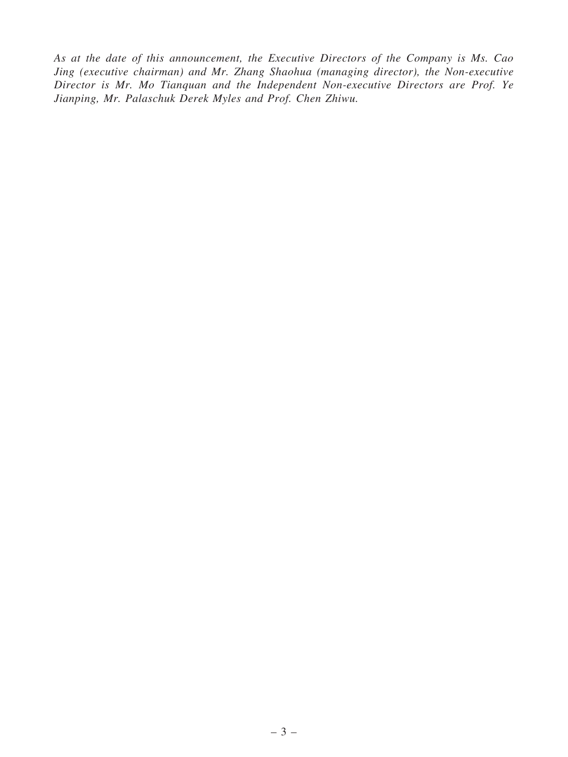*As at the date of this announcement, the Executive Directors of the Company is Ms. Cao Jing (executive chairman) and Mr. Zhang Shaohua (managing director), the Non-executive Director is Mr. Mo Tianquan and the Independent Non-executive Directors are Prof. Ye Jianping, Mr. Palaschuk Derek Myles and Prof. Chen Zhiwu.*